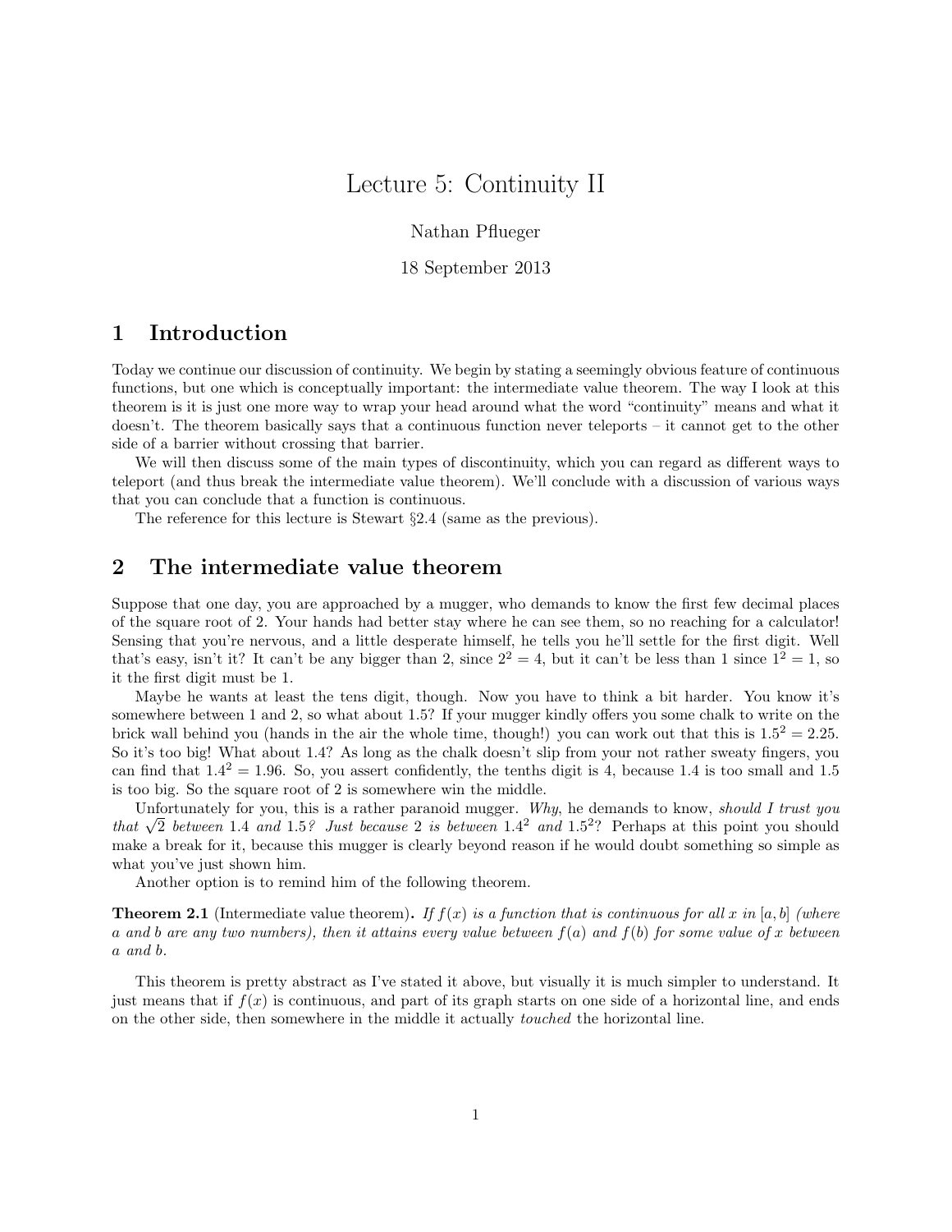# Lecture 5: Continuity II

Nathan Pflueger

18 September 2013

## 1 Introduction

Today we continue our discussion of continuity. We begin by stating a seemingly obvious feature of continuous functions, but one which is conceptually important: the intermediate value theorem. The way I look at this theorem is it is just one more way to wrap your head around what the word "continuity" means and what it doesn't. The theorem basically says that a continuous function never teleports – it cannot get to the other side of a barrier without crossing that barrier.

We will then discuss some of the main types of discontinuity, which you can regard as different ways to teleport (and thus break the intermediate value theorem). We'll conclude with a discussion of various ways that you can conclude that a function is continuous.

The reference for this lecture is Stewart §2.4 (same as the previous).

## 2 The intermediate value theorem

Suppose that one day, you are approached by a mugger, who demands to know the first few decimal places of the square root of 2. Your hands had better stay where he can see them, so no reaching for a calculator! Sensing that you're nervous, and a little desperate himself, he tells you he'll settle for the first digit. Well that's easy, isn't it? It can't be any bigger than 2, since $2^2 = 4$, but it can't be less than 1 since $1^2 = 1$, so it the first digit must be 1.

Maybe he wants at least the tens digit, though. Now you have to think a bit harder. You know it's somewhere between 1 and 2, so what about 1.5? If your mugger kindly offers you some chalk to write on the brick wall behind you (hands in the air the whole time, though!) you can work out that this is $1.5^2 = 2.25$. So it's too big! What about 1.4? As long as the chalk doesn't slip from your not rather sweaty fingers, you can find that $1.4^2 = 1.96$. So, you assert confidently, the tenths digit is 4, because 1.4 is too small and 1.5 is too big. So the square root of 2 is somewhere win the middle.

Unfortunately for you, this is a rather paranoid mugger. *Why*, he demands to know, *should I trust you that* $\sqrt{2}$ *between* 1.4 *and* 1.5*? Just because* 2 *is between* $1.4^2$ *and* $1.5^2$? Perhaps at this point you should make a break for it, because this mugger is clearly beyond reason if he would doubt something so simple as what you've just shown him.

Another option is to remind him of the following theorem.

**Theorem 2.1** (Intermediate value theorem)**.** *If $f(x)$ is a function that is continuous for all $x$ in $[a, b]$ (where $a$ and $b$ are any two numbers), then it attains every value between $f(a)$ and $f(b)$ for some value of $x$ between $a$ and $b$.*

This theorem is pretty abstract as I've stated it above, but visually it is much simpler to understand. It just means that if $f(x)$ is continuous, and part of its graph starts on one side of a horizontal line, and ends on the other side, then somewhere in the middle it actually *touched* the horizontal line.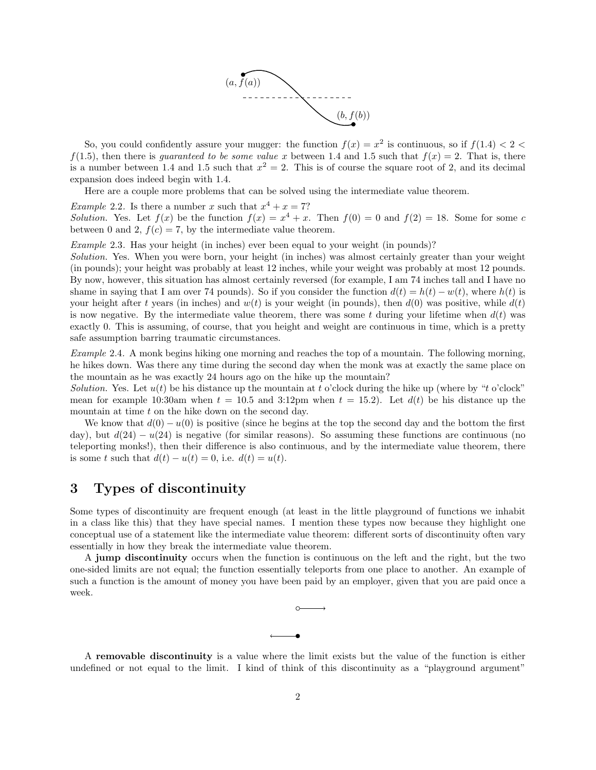So, you could confidently assure your mugger: the function $f(x) = x^2$ is continuous, so if $f(1.4) < 2 < f(1.5)$, then there is *guaranteed to be some value* $x$ between 1.4 and 1.5 such that $f(x) = 2$. That is, there is a number between 1.4 and 1.5 such that $x^2 = 2$. This is of course the square root of 2, and its decimal expansion does indeed begin with 1.4.

Here are a couple more problems that can be solved using the intermediate value theorem.

*Example* 2.2. Is there a number $x$ such that $x^4 + x = 7$?

*Solution.* Yes. Let $f(x)$ be the function $f(x) = x^4 + x$. Then $f(0) = 0$ and $f(2) = 18$. Some for some $c$ between 0 and 2, $f(c) = 7$, by the intermediate value theorem.

*Example* 2.3. Has your height (in inches) ever been equal to your weight (in pounds)?

*Solution.* Yes. When you were born, your height (in inches) was almost certainly greater than your weight (in pounds); your height was probably at least 12 inches, while your weight was probably at most 12 pounds. By now, however, this situation has almost certainly reversed (for example, I am 74 inches tall and I have no shame in saying that I am over 74 pounds). So if you consider the function $d(t) = h(t) - w(t)$, where $h(t)$ is your height after $t$ years (in inches) and $w(t)$ is your weight (in pounds), then $d(0)$ was positive, while $d(t)$ is now negative. By the intermediate value theorem, there was some $t$ during your lifetime when $d(t)$ was exactly 0. This is assuming, of course, that you height and weight are continuous in time, which is a pretty safe assumption barring traumatic circumstances.

*Example* 2.4. A monk begins hiking one morning and reaches the top of a mountain. The following morning, he hikes down. Was there any time during the second day when the monk was at exactly the same place on the mountain as he was exactly 24 hours ago on the hike up the mountain?

*Solution.* Yes. Let $u(t)$ be his distance up the mountain at $t$ o'clock during the hike up (where by "$t$ o'clock" mean for example 10:30am when $t = 10.5$ and 3:12pm when $t = 15.2$). Let $d(t)$ be his distance up the mountain at time $t$ on the hike down on the second day.

We know that $d(0) - u(0)$ is positive (since he begins at the top the second day and the bottom the first day), but $d(24) - u(24)$ is negative (for similar reasons). So assuming these functions are continuous (no teleporting monks!), then their difference is also continuous, and by the intermediate value theorem, there is some $t$ such that $d(t) - u(t) = 0$, i.e. $d(t) = u(t)$.

## 3 Types of discontinuity

Some types of discontinuity are frequent enough (at least in the little playground of functions we inhabit in a class like this) that they have special names. I mention these types now because they highlight one conceptual use of a statement like the intermediate value theorem: different sorts of discontinuity often vary essentially in how they break the intermediate value theorem.

A **jump discontinuity** occurs when the function is continuous on the left and the right, but the two one-sided limits are not equal; the function essentially teleports from one place to another. An example of such a function is the amount of money you have been paid by an employer, given that you are paid once a week.

A **removable discontinuity** is a value where the limit exists but the value of the function is either undefined or not equal to the limit. I kind of think of this discontinuity as a "playground argument"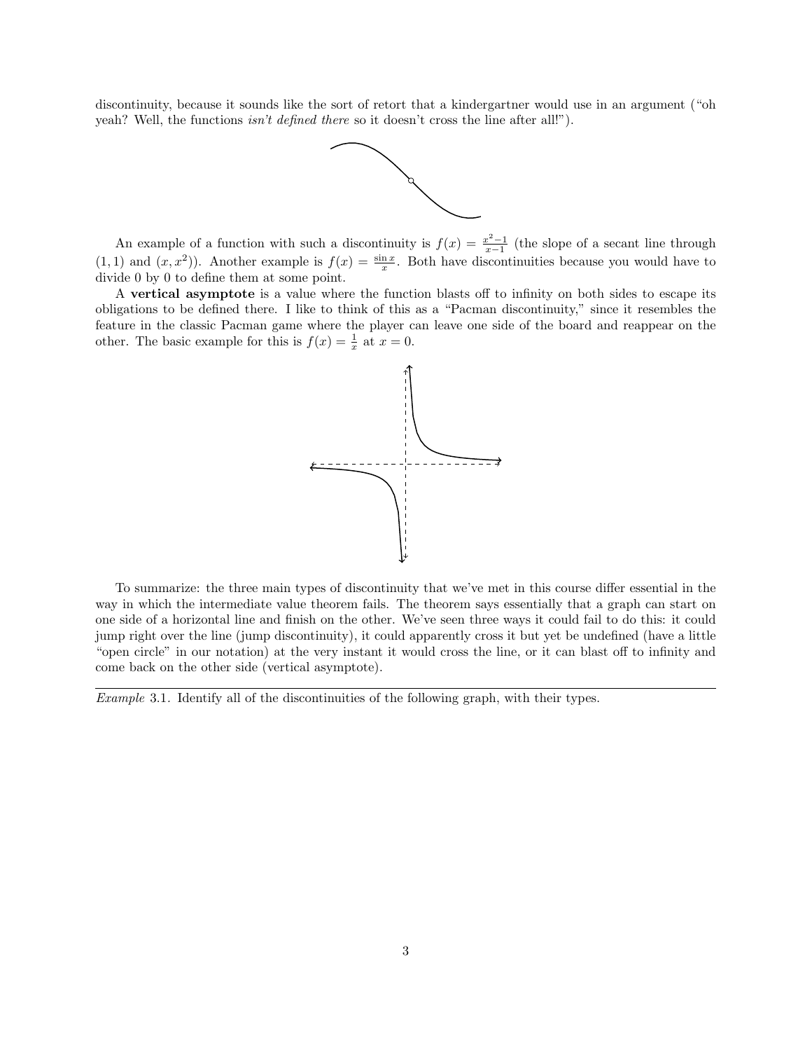discontinuity, because it sounds like the sort of retort that a kindergartner would use in an argument ("oh yeah? Well, the functions *isn't defined there* so it doesn't cross the line after all!").

An example of a function with such a discontinuity is $f(x) = \frac{x^2-1}{x-1}$ (the slope of a secant line through $(1,1)$ and $(x, x^2)$). Another example is $f(x) = \frac{\sin x}{x}$. Both have discontinuities because you would have to divide 0 by 0 to define them at some point.

A **vertical asymptote** is a value where the function blasts off to infinity on both sides to escape its obligations to be defined there. I like to think of this as a "Pacman discontinuity," since it resembles the feature in the classic Pacman game where the player can leave one side of the board and reappear on the other. The basic example for this is $f(x) = \frac{1}{x}$ at $x = 0$.

To summarize: the three main types of discontinuity that we've met in this course differ essential in the way in which the intermediate value theorem fails. The theorem says essentially that a graph can start on one side of a horizontal line and finish on the other. We've seen three ways it could fail to do this: it could jump right over the line (jump discontinuity), it could apparently cross it but yet be undefined (have a little "open circle" in our notation) at the very instant it would cross the line, or it can blast off to infinity and come back on the other side (vertical asymptote).

---

*Example* 3.1. Identify all of the discontinuities of the following graph, with their types.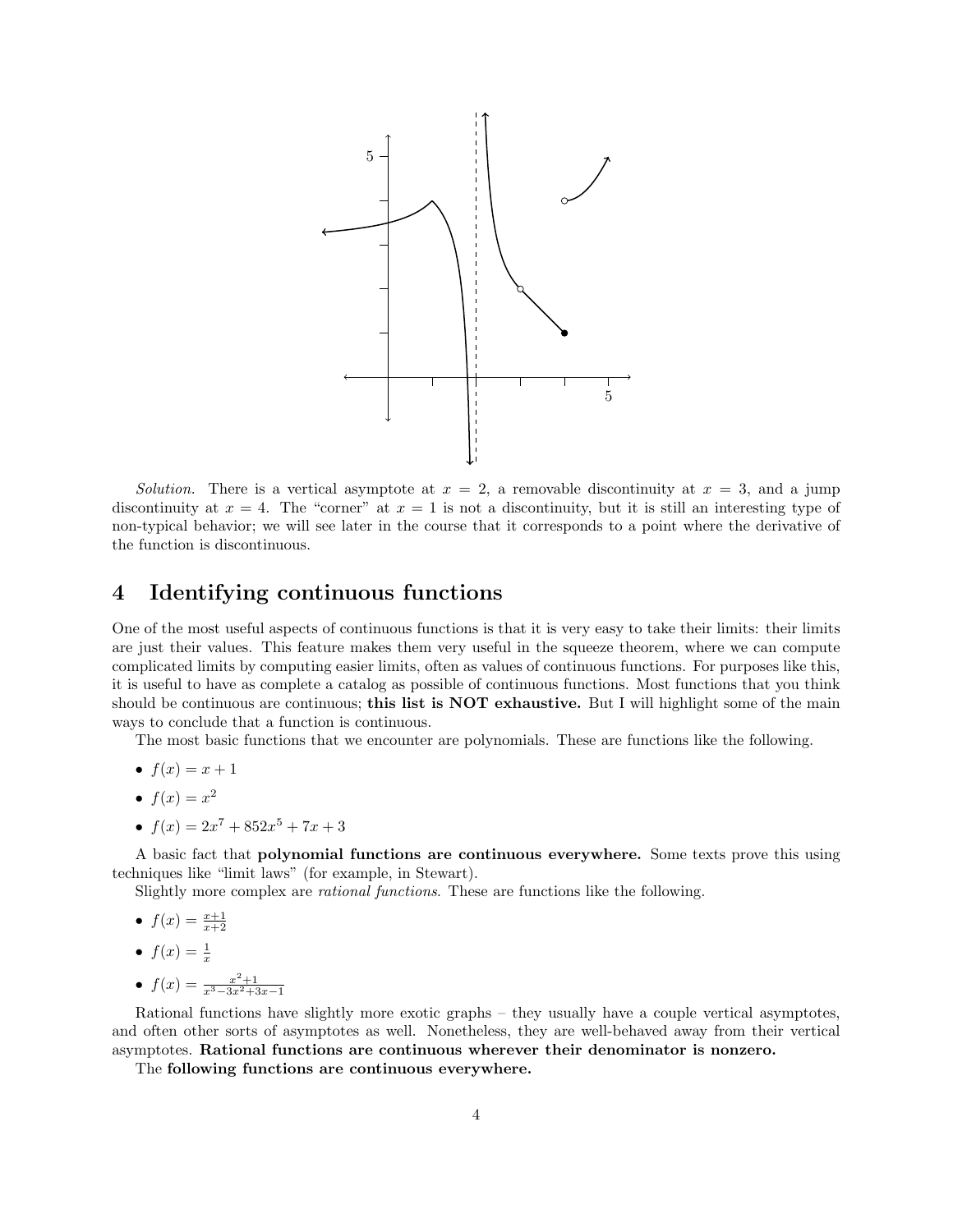*Solution.* There is a vertical asymptote at $x = 2$, a removable discontinuity at $x = 3$, and a jump discontinuity at $x = 4$. The "corner" at $x = 1$ is not a discontinuity, but it is still an interesting type of non-typical behavior; we will see later in the course that it corresponds to a point where the derivative of the function is discontinuous.

## 4 Identifying continuous functions

One of the most useful aspects of continuous functions is that it is very easy to take their limits: their limits are just their values. This feature makes them very useful in the squeeze theorem, where we can compute complicated limits by computing easier limits, often as values of continuous functions. For purposes like this, it is useful to have as complete a catalog as possible of continuous functions. Most functions that you think should be continuous are continuous; **this list is NOT exhaustive.** But I will highlight some of the main ways to conclude that a function is continuous.

The most basic functions that we encounter are polynomials. These are functions like the following.

- $f(x) = x + 1$
- $f(x) = x^2$
- $f(x) = 2x^7 + 852x^5 + 7x + 3$

A basic fact that **polynomial functions are continuous everywhere.** Some texts prove this using techniques like "limit laws" (for example, in Stewart).

Slightly more complex are *rational functions*. These are functions like the following.

- $f(x) = \frac{x+1}{x+2}$
- $f(x) = \frac{1}{x}$
- $f(x) = \frac{x^2+1}{x^3-3x^2+3x-1}$

Rational functions have slightly more exotic graphs – they usually have a couple vertical asymptotes, and often other sorts of asymptotes as well. Nonetheless, they are well-behaved away from their vertical asymptotes. **Rational functions are continuous wherever their denominator is nonzero.**

The **following functions are continuous everywhere.**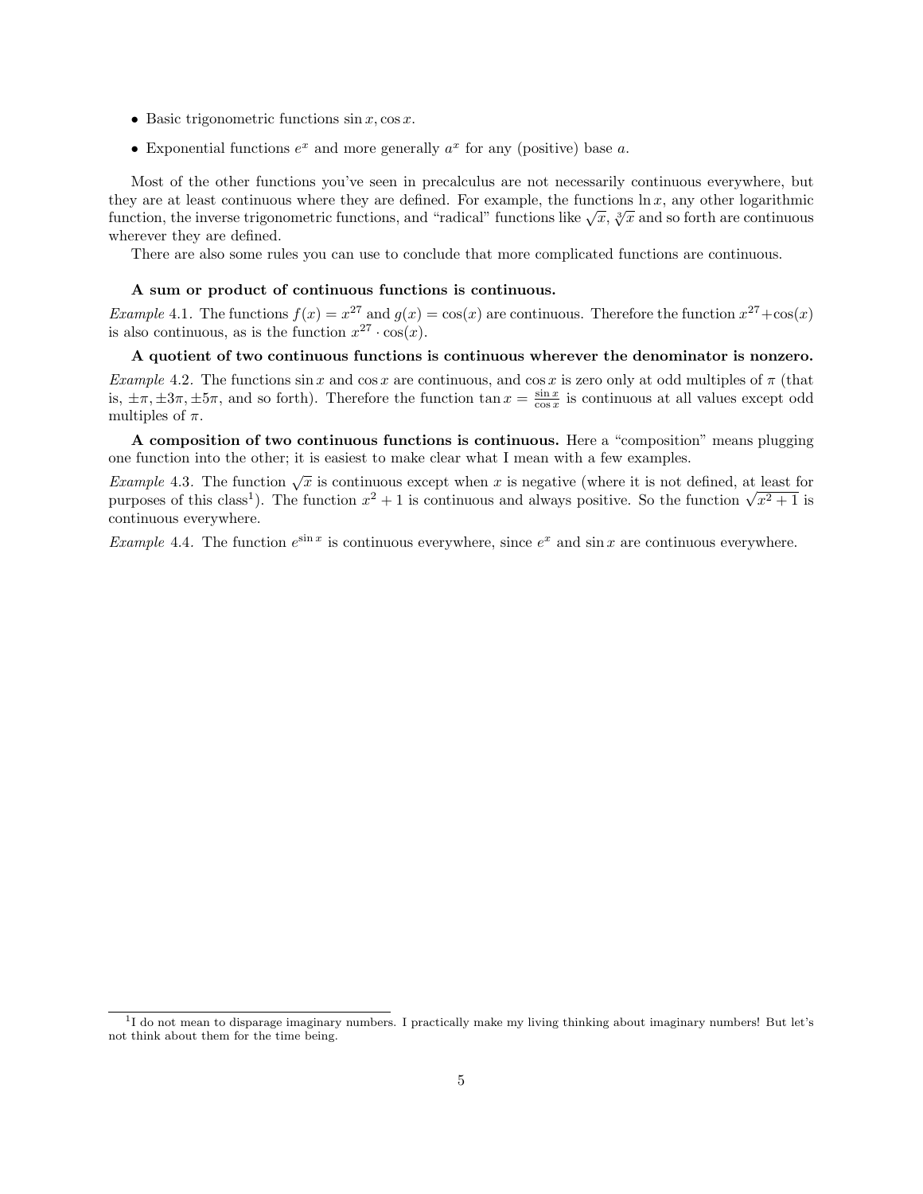- Basic trigonometric functions $\sin x, \cos x$.
- Exponential functions $e^x$ and more generally $a^x$ for any (positive) base $a$.

Most of the other functions you've seen in precalculus are not necessarily continuous everywhere, but they are at least continuous where they are defined. For example, the functions $\ln x$, any other logarithmic function, the inverse trigonometric functions, and "radical" functions like $\sqrt{x}$, $\sqrt[3]{x}$ and so forth are continuous wherever they are defined.

There are also some rules you can use to conclude that more complicated functions are continuous.

**A sum or product of continuous functions is continuous.**

*Example* 4.1. The functions $f(x) = x^{27}$ and $g(x) = \cos(x)$ are continuous. Therefore the function $x^{27} + \cos(x)$ is also continuous, as is the function $x^{27} \cdot \cos(x)$.

**A quotient of two continuous functions is continuous wherever the denominator is nonzero.**

*Example* 4.2. The functions $\sin x$ and $\cos x$ are continuous, and $\cos x$ is zero only at odd multiples of $\pi$ (that is, $\pm\pi, \pm 3\pi, \pm 5\pi$, and so forth). Therefore the function $\tan x = \frac{\sin x}{\cos x}$ is continuous at all values except odd multiples of $\pi$.

**A composition of two continuous functions is continuous.** Here a "composition" means plugging one function into the other; it is easiest to make clear what I mean with a few examples.

*Example* 4.3. The function $\sqrt{x}$ is continuous except when $x$ is negative (where it is not defined, at least for purposes of this class[1]). The function $x^2 + 1$ is continuous and always positive. So the function $\sqrt{x^2 + 1}$ is continuous everywhere.

*Example* 4.4. The function $e^{\sin x}$ is continuous everywhere, since $e^x$ and $\sin x$ are continuous everywhere.

[1] I do not mean to disparage imaginary numbers. I practically make my living thinking about imaginary numbers! But let's not think about them for the time being.